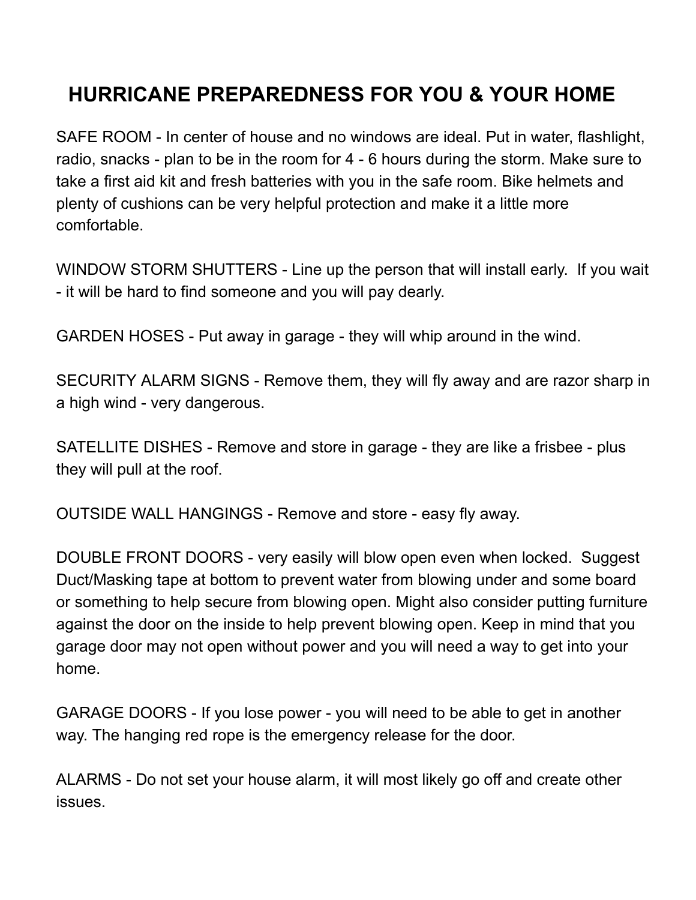# HURRICANE PREPAREDNESS FOR YOU & YOUR HOME

SAFE ROOM - In center of house and no windows are ideal. Put in water, flashlight, radio, snacks - plan to be in the room for 4 - 6 hours during the storm. Make sure to take a first aid kit and fresh batteries with you in the safe room. Bike helmets and plenty of cushions can be very helpful protection and make it a little more comfortable.

WINDOW STORM SHUTTERS - Line up the person that will install early. If you wait - it will be hard to find someone and you will pay dearly.

GARDEN HOSES - Put away in garage - they will whip around in the wind.

SECURITY ALARM SIGNS - Remove them, they will fly away and are razor sharp in a high wind - very dangerous.

SATELLITE DISHES - Remove and store in garage - they are like a frisbee - plus they will pull at the roof.

OUTSIDE WALL HANGINGS - Remove and store - easy fly away.

DOUBLE FRONT DOORS - very easily will blow open even when locked. Suggest Duct/Masking tape at bottom to prevent water from blowing under and some board or something to help secure from blowing open. Might also consider putting furniture against the door on the inside to help prevent blowing open. Keep in mind that you garage door may not open without power and you will need a way to get into your home.

GARAGE DOORS - If you lose power - you will need to be able to get in another way. The hanging red rope is the emergency release for the door.

ALARMS - Do not set your house alarm, it will most likely go off and create other issues.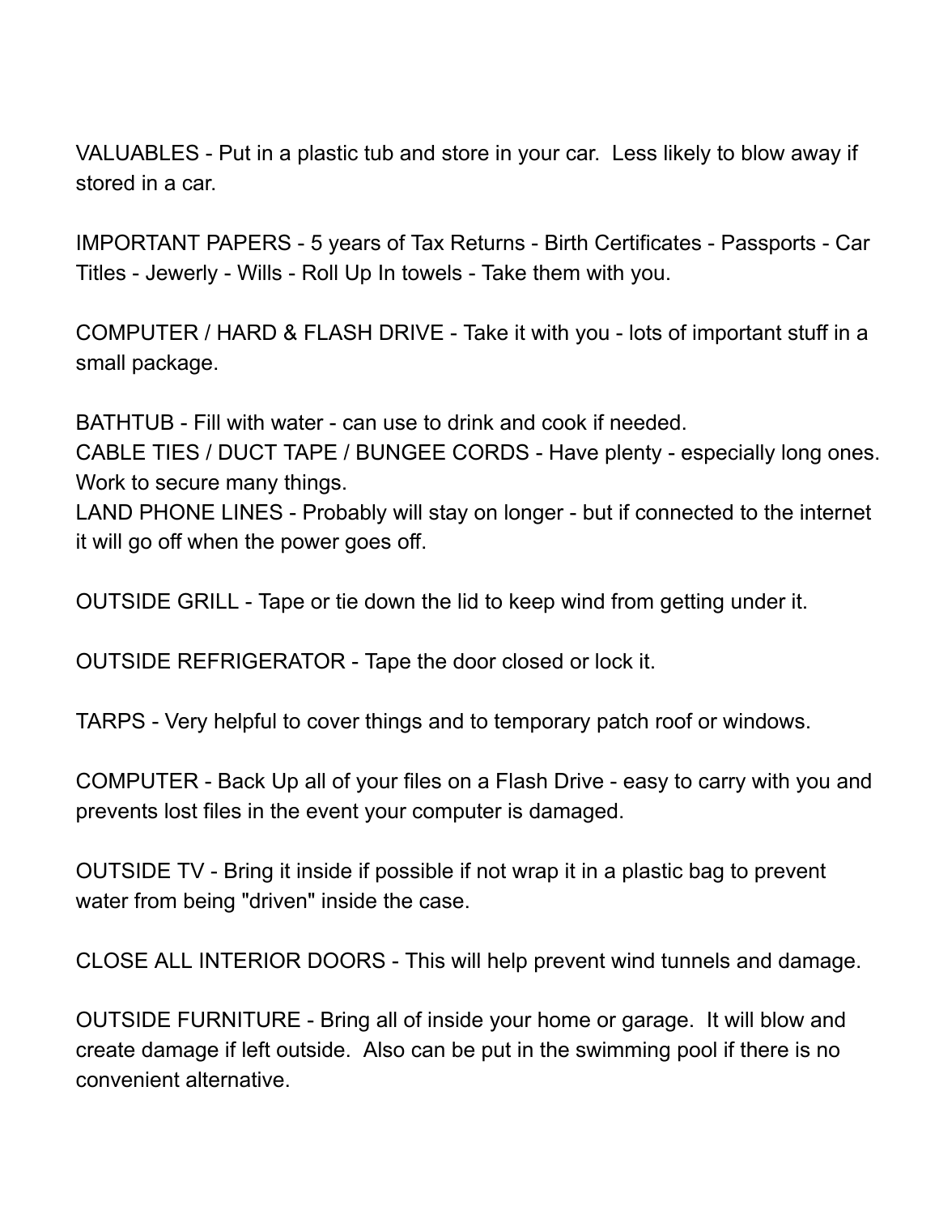VALUABLES - Put in a plastic tub and store in your car.  Less likely to blow away if stored in a car.

IMPORTANT PAPERS - 5 years of Tax Returns - Birth Certificates - Passports - Car Titles - Jewerly - Wills - Roll Up In towels - Take them with you.

COMPUTER / HARD & FLASH DRIVE - Take it with you - lots of important stuff in a small package.

BATHTUB - Fill with water - can use to drink and cook if needed.
CABLE TIES / DUCT TAPE / BUNGEE CORDS - Have plenty - especially long ones. Work to secure many things.
LAND PHONE LINES - Probably will stay on longer - but if connected to the internet it will go off when the power goes off.

OUTSIDE GRILL - Tape or tie down the lid to keep wind from getting under it.

OUTSIDE REFRIGERATOR - Tape the door closed or lock it.

TARPS - Very helpful to cover things and to temporary patch roof or windows.

COMPUTER - Back Up all of your files on a Flash Drive - easy to carry with you and prevents lost files in the event your computer is damaged.

OUTSIDE TV - Bring it inside if possible if not wrap it in a plastic bag to prevent water from being "driven" inside the case.

CLOSE ALL INTERIOR DOORS - This will help prevent wind tunnels and damage.

OUTSIDE FURNITURE - Bring all of inside your home or garage.  It will blow and create damage if left outside.  Also can be put in the swimming pool if there is no convenient alternative.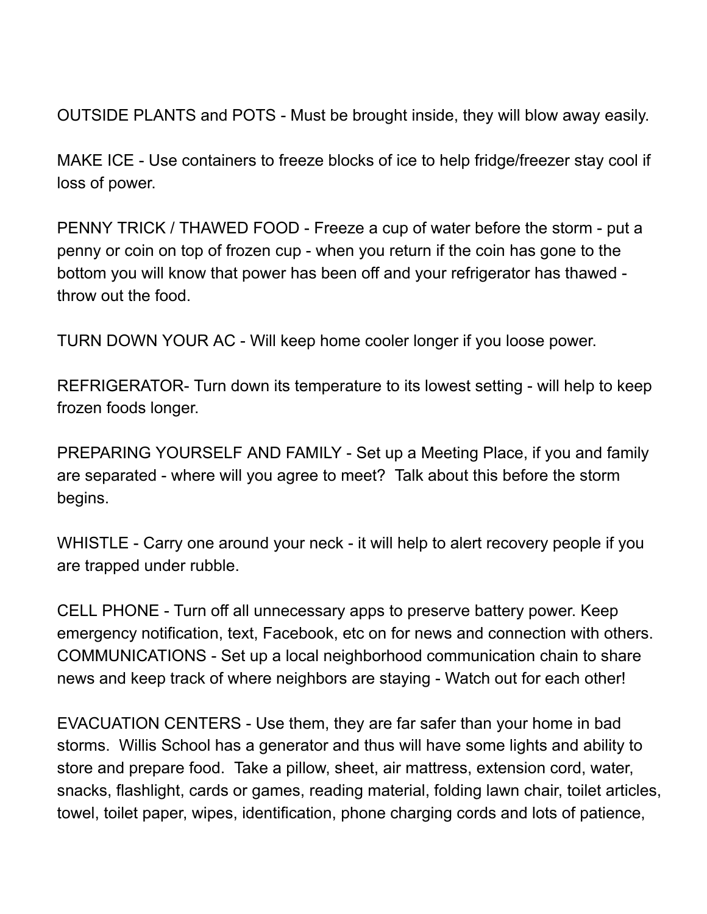OUTSIDE PLANTS and POTS - Must be brought inside, they will blow away easily.

MAKE ICE - Use containers to freeze blocks of ice to help fridge/freezer stay cool if loss of power.

PENNY TRICK / THAWED FOOD - Freeze a cup of water before the storm - put a penny or coin on top of frozen cup - when you return if the coin has gone to the bottom you will know that power has been off and your refrigerator has thawed - throw out the food.

TURN DOWN YOUR AC - Will keep home cooler longer if you loose power.

REFRIGERATOR- Turn down its temperature to its lowest setting - will help to keep frozen foods longer.

PREPARING YOURSELF AND FAMILY - Set up a Meeting Place, if you and family are separated - where will you agree to meet? Talk about this before the storm begins.

WHISTLE - Carry one around your neck - it will help to alert recovery people if you are trapped under rubble.

CELL PHONE - Turn off all unnecessary apps to preserve battery power. Keep emergency notification, text, Facebook, etc on for news and connection with others.
COMMUNICATIONS - Set up a local neighborhood communication chain to share news and keep track of where neighbors are staying - Watch out for each other!

EVACUATION CENTERS - Use them, they are far safer than your home in bad storms. Willis School has a generator and thus will have some lights and ability to store and prepare food. Take a pillow, sheet, air mattress, extension cord, water, snacks, flashlight, cards or games, reading material, folding lawn chair, toilet articles, towel, toilet paper, wipes, identification, phone charging cords and lots of patience,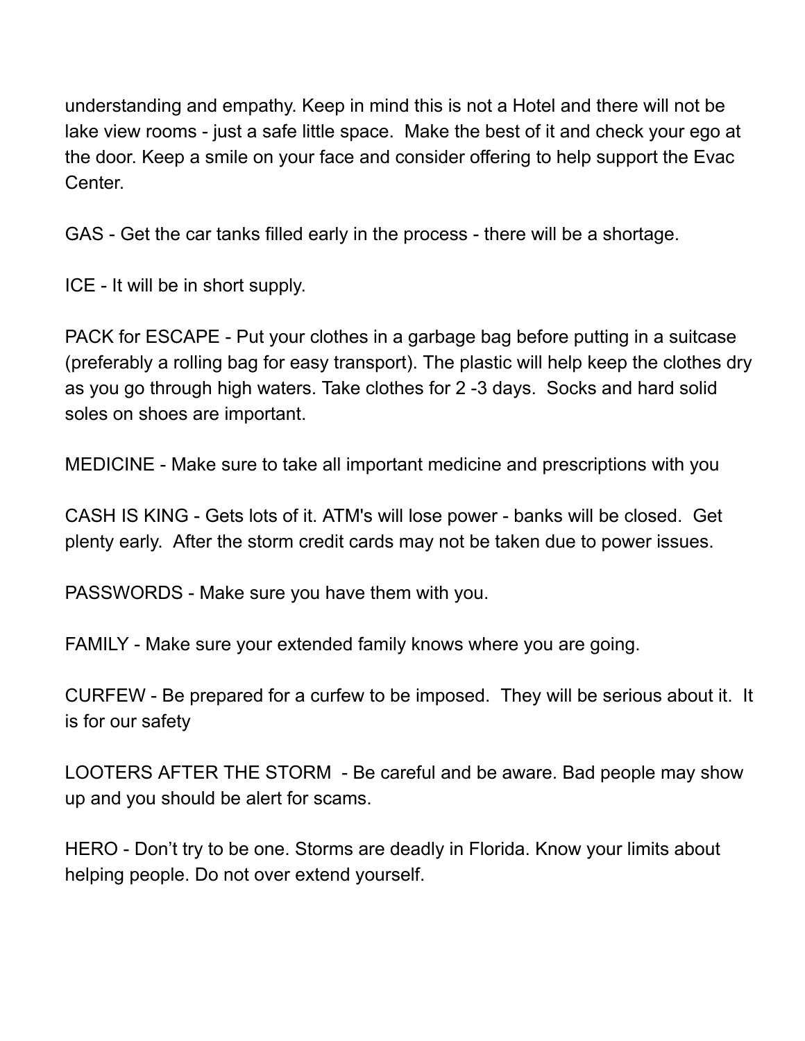understanding and empathy. Keep in mind this is not a Hotel and there will not be lake view rooms - just a safe little space.  Make the best of it and check your ego at the door. Keep a smile on your face and consider offering to help support the Evac Center.

GAS - Get the car tanks filled early in the process - there will be a shortage.

ICE - It will be in short supply.

PACK for ESCAPE - Put your clothes in a garbage bag before putting in a suitcase (preferably a rolling bag for easy transport). The plastic will help keep the clothes dry as you go through high waters. Take clothes for 2 -3 days.  Socks and hard solid soles on shoes are important.

MEDICINE - Make sure to take all important medicine and prescriptions with you

CASH IS KING - Gets lots of it. ATM's will lose power - banks will be closed.  Get plenty early.  After the storm credit cards may not be taken due to power issues.

PASSWORDS - Make sure you have them with you.

FAMILY - Make sure your extended family knows where you are going.

CURFEW - Be prepared for a curfew to be imposed.  They will be serious about it.  It is for our safety

LOOTERS AFTER THE STORM  - Be careful and be aware. Bad people may show up and you should be alert for scams.

HERO - Don't try to be one. Storms are deadly in Florida. Know your limits about helping people. Do not over extend yourself.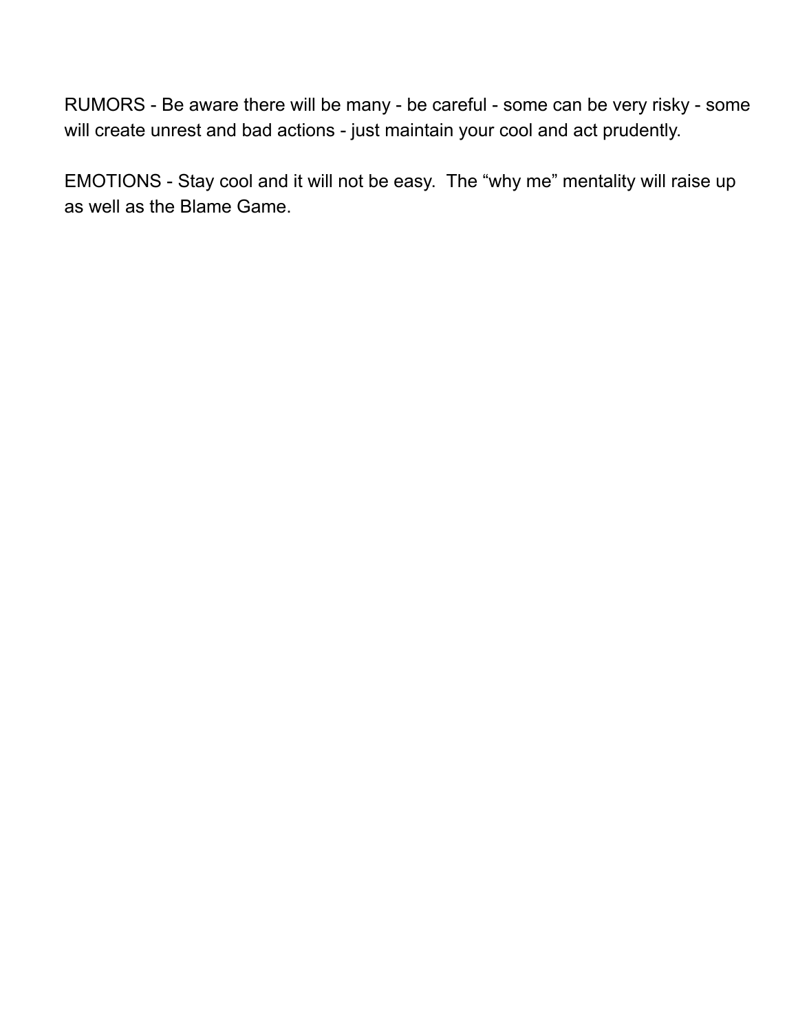RUMORS - Be aware there will be many - be careful - some can be very risky - some will create unrest and bad actions - just maintain your cool and act prudently.

EMOTIONS - Stay cool and it will not be easy.  The “why me” mentality will raise up as well as the Blame Game.